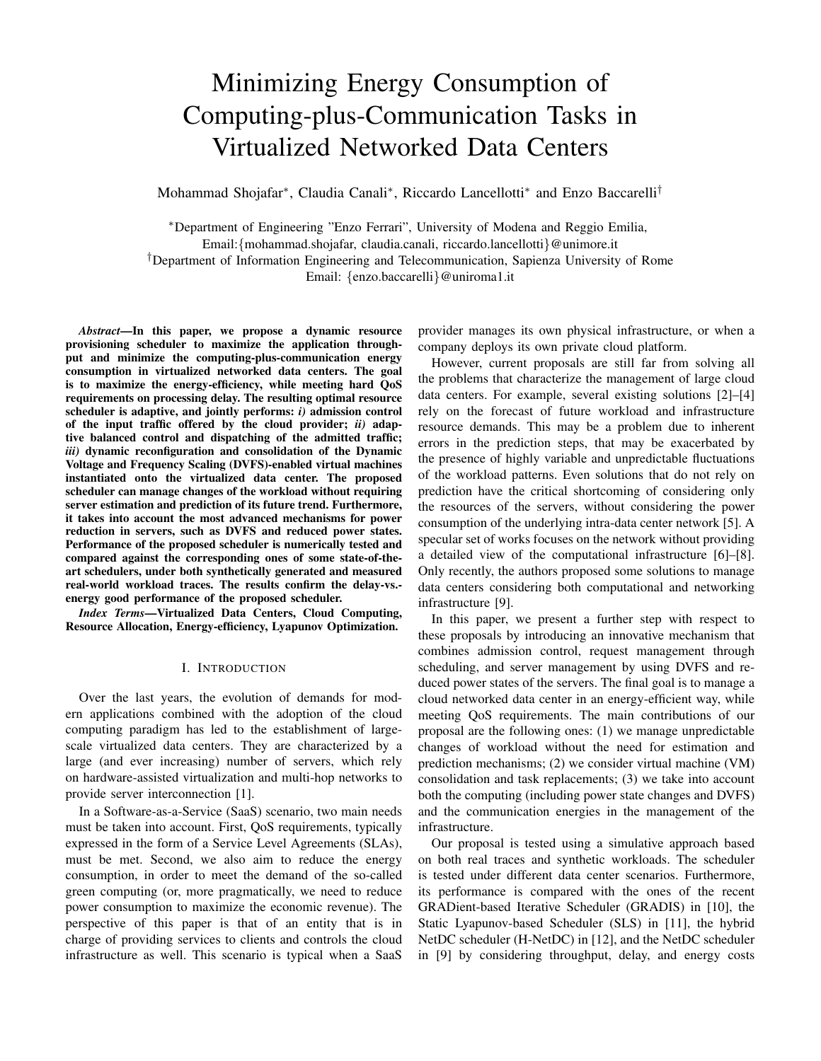# Minimizing Energy Consumption of Computing-plus-Communication Tasks in Virtualized Networked Data Centers

Mohammad Shojafar*, Claudia Canali*, Riccardo Lancellotti* and Enzo Baccarelli†

*Department of Engineering "Enzo Ferrari", University of Modena and Reggio Emilia,
Email:{mohammad.shojafar, claudia.canali, riccardo.lancellotti}@unimore.it
†Department of Information Engineering and Telecommunication, Sapienza University of Rome
Email: {enzo.baccarelli}@uniroma1.it

***Abstract*—In this paper, we propose a dynamic resource provisioning scheduler to maximize the application throughput and minimize the computing-plus-communication energy consumption in virtualized networked data centers. The goal is to maximize the energy-efficiency, while meeting hard QoS requirements on processing delay. The resulting optimal resource scheduler is adaptive, and jointly performs: *i)* admission control of the input traffic offered by the cloud provider; *ii)* adaptive balanced control and dispatching of the admitted traffic; *iii)* dynamic reconfiguration and consolidation of the Dynamic Voltage and Frequency Scaling (DVFS)-enabled virtual machines instantiated onto the virtualized data center. The proposed scheduler can manage changes of the workload without requiring server estimation and prediction of its future trend. Furthermore, it takes into account the most advanced mechanisms for power reduction in servers, such as DVFS and reduced power states. Performance of the proposed scheduler is numerically tested and compared against the corresponding ones of some state-of-the-art schedulers, under both synthetically generated and measured real-world workload traces. The results confirm the delay-vs.-energy good performance of the proposed scheduler.**

***Index Terms*—Virtualized Data Centers, Cloud Computing, Resource Allocation, Energy-efficiency, Lyapunov Optimization.**

## I. Introduction

Over the last years, the evolution of demands for modern applications combined with the adoption of the cloud computing paradigm has led to the establishment of large-scale virtualized data centers. They are characterized by a large (and ever increasing) number of servers, which rely on hardware-assisted virtualization and multi-hop networks to provide server interconnection [1].

In a Software-as-a-Service (SaaS) scenario, two main needs must be taken into account. First, QoS requirements, typically expressed in the form of a Service Level Agreements (SLAs), must be met. Second, we also aim to reduce the energy consumption, in order to meet the demand of the so-called green computing (or, more pragmatically, we need to reduce power consumption to maximize the economic revenue). The perspective of this paper is that of an entity that is in charge of providing services to clients and controls the cloud infrastructure as well. This scenario is typical when a SaaS provider manages its own physical infrastructure, or when a company deploys its own private cloud platform.

However, current proposals are still far from solving all the problems that characterize the management of large cloud data centers. For example, several existing solutions [2]–[4] rely on the forecast of future workload and infrastructure resource demands. This may be a problem due to inherent errors in the prediction steps, that may be exacerbated by the presence of highly variable and unpredictable fluctuations of the workload patterns. Even solutions that do not rely on prediction have the critical shortcoming of considering only the resources of the servers, without considering the power consumption of the underlying intra-data center network [5]. A specular set of works focuses on the network without providing a detailed view of the computational infrastructure [6]–[8]. Only recently, the authors proposed some solutions to manage data centers considering both computational and networking infrastructure [9].

In this paper, we present a further step with respect to these proposals by introducing an innovative mechanism that combines admission control, request management through scheduling, and server management by using DVFS and reduced power states of the servers. The final goal is to manage a cloud networked data center in an energy-efficient way, while meeting QoS requirements. The main contributions of our proposal are the following ones: (1) we manage unpredictable changes of workload without the need for estimation and prediction mechanisms; (2) we consider virtual machine (VM) consolidation and task replacements; (3) we take into account both the computing (including power state changes and DVFS) and the communication energies in the management of the infrastructure.

Our proposal is tested using a simulative approach based on both real traces and synthetic workloads. The scheduler is tested under different data center scenarios. Furthermore, its performance is compared with the ones of the recent GRADient-based Iterative Scheduler (GRADIS) in [10], the Static Lyapunov-based Scheduler (SLS) in [11], the hybrid NetDC scheduler (H-NetDC) in [12], and the NetDC scheduler in [9] by considering throughput, delay, and energy costs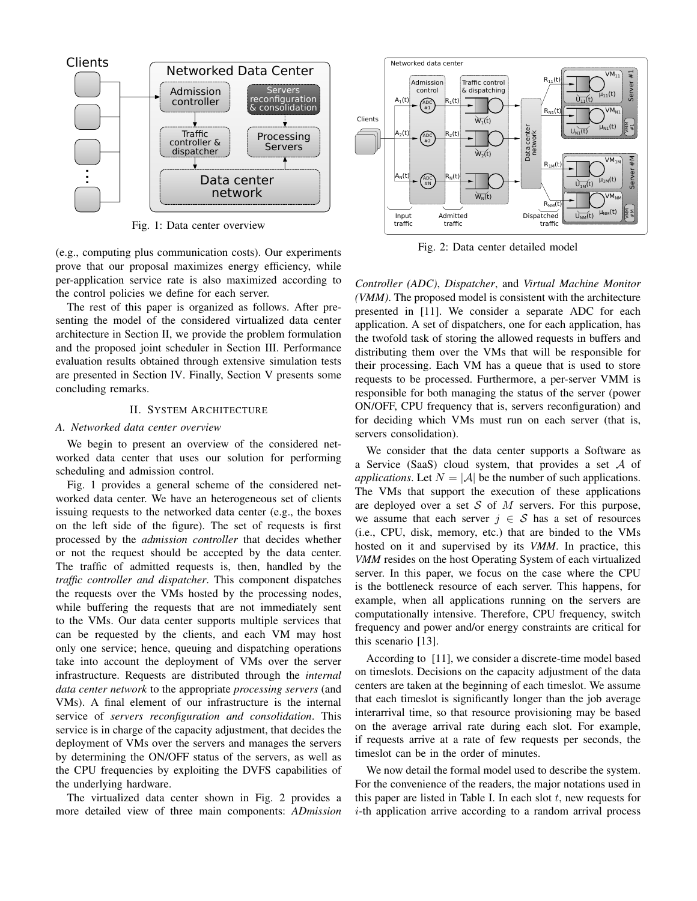Clients

Networked Data Center

Admission controller

Servers reconfiguration & consolidation

Traffic controller & dispatcher

Processing Servers

Data center network

Fig. 1: Data center overview

(e.g., computing plus communication costs). Our experiments prove that our proposal maximizes energy efficiency, while per-application service rate is also maximized according to the control policies we define for each server.

The rest of this paper is organized as follows. After presenting the model of the considered virtualized data center architecture in Section II, we provide the problem formulation and the proposed joint scheduler in Section III. Performance evaluation results obtained through extensive simulation tests are presented in Section IV. Finally, Section V presents some concluding remarks.

## II. System Architecture

### A. Networked data center overview

We begin to present an overview of the considered networked data center that uses our solution for performing scheduling and admission control.

Fig. 1 provides a general scheme of the considered networked data center. We have an heterogeneous set of clients issuing requests to the networked data center (e.g., the boxes on the left side of the figure). The set of requests is first processed by the *admission controller* that decides whether or not the request should be accepted by the data center. The traffic of admitted requests is, then, handled by the *traffic controller and dispatcher*. This component dispatches the requests over the VMs hosted by the processing nodes, while buffering the requests that are not immediately sent to the VMs. Our data center supports multiple services that can be requested by the clients, and each VM may host only one service; hence, queuing and dispatching operations take into account the deployment of VMs over the server infrastructure. Requests are distributed through the *internal data center network* to the appropriate *processing servers* (and VMs). A final element of our infrastructure is the internal service of *servers reconfiguration and consolidation*. This service is in charge of the capacity adjustment, that decides the deployment of VMs over the servers and manages the servers by determining the ON/OFF status of the servers, as well as the CPU frequencies by exploiting the DVFS capabilities of the underlying hardware.

The virtualized data center shown in Fig. 2 provides a more detailed view of three main components: *ADmission Controller (ADC)*, *Dispatcher*, and *Virtual Machine Monitor (VMM)*. The proposed model is consistent with the architecture presented in [11]. We consider a separate ADC for each application. A set of dispatchers, one for each application, has the twofold task of storing the allowed requests in buffers and distributing them over the VMs that will be responsible for their processing. Each VM has a queue that is used to store requests to be processed. Furthermore, a per-server VMM is responsible for both managing the status of the server (power ON/OFF, CPU frequency that is, servers reconfiguration) and for deciding which VMs must run on each server (that is, servers consolidation).

Networked data center

Admission control

Traffic control & dispatching

Clients

$A_1(t)$ $A_2(t)$ $A_N(t)$

ADC #1 ADC #2 ADC #N

$R_1(t)$ $R_2(t)$ $R_N(t)$

$W_1(t)$ $W_2(t)$ $W_N(t)$

Data center network

$R_{11}(t)$ $R_{N1}(t)$ $R_{1M}(t)$ $R_{NM}(t)$

$VM_{11}$ $U_{11}(t)$ $\mu_{11}(t)$ $VM_{N1}$ $U_{N1}(t)$ $\mu_{N1}(t)$ VMM #1 Server #1

$VM_{1M}$ $U_{1M}(t)$ $\mu_{1M}(t)$ $VM_{NM}$ $U_{NM}(t)$ $\mu_{NM}(t)$ VMM #M Server #M

Input traffic

Admitted traffic

Dispatched traffic

Fig. 2: Data center detailed model

We consider that the data center supports a Software as a Service (SaaS) cloud system, that provides a set $\mathcal{A}$ of *applications*. Let $N = |\mathcal{A}|$ be the number of such applications. The VMs that support the execution of these applications are deployed over a set $\mathcal{S}$ of $M$ servers. For this purpose, we assume that each server $j \in \mathcal{S}$ has a set of resources (i.e., CPU, disk, memory, etc.) that are binded to the VMs hosted on it and supervised by its *VMM*. In practice, this *VMM* resides on the host Operating System of each virtualized server. In this paper, we focus on the case where the CPU is the bottleneck resource of each server. This happens, for example, when all applications running on the servers are computationally intensive. Therefore, CPU frequency, switch frequency and power and/or energy constraints are critical for this scenario [13].

According to [11], we consider a discrete-time model based on timeslots. Decisions on the capacity adjustment of the data centers are taken at the beginning of each timeslot. We assume that each timeslot is significantly longer than the job average interarrival time, so that resource provisioning may be based on the average arrival rate during each slot. For example, if requests arrive at a rate of few requests per seconds, the timeslot can be in the order of minutes.

We now detail the formal model used to describe the system. For the convenience of the readers, the major notations used in this paper are listed in Table I. In each slot $t$, new requests for $i$-th application arrive according to a random arrival process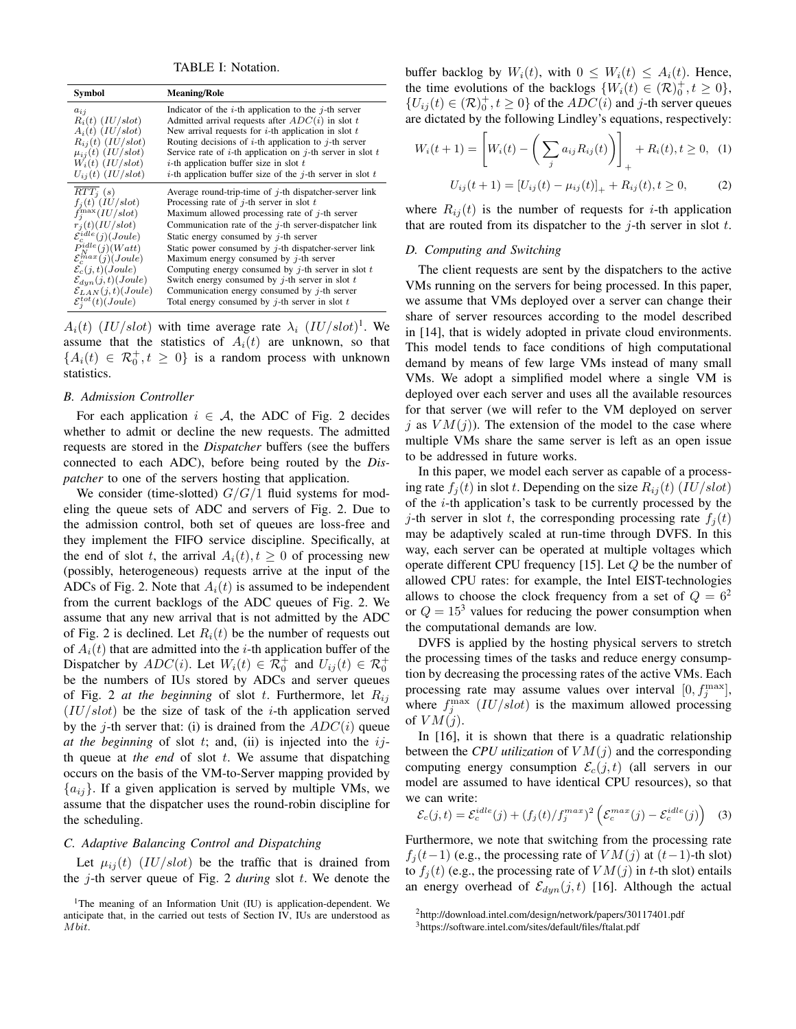TABLE I: Notation.

| Symbol | Meaning/Role |
|---|---|
| $a_{ij}$ | Indicator of the $i$-th application to the $j$-th server |
| $R_i(t)$ $(IU/slot)$ | Admitted arrival requests after $ADC(i)$ in slot $t$ |
| $A_i(t)$ $(IU/slot)$ | New arrival requests for $i$-th application in slot $t$ |
| $R_{ij}(t)$ $(IU/slot)$ | Routing decisions of $i$-th application to $j$-th server |
| $\mu_{ij}(t)$ $(IU/slot)$ | Service rate of $i$-th application on $j$-th server in slot $t$ |
| $W_i(t)$ $(IU/slot)$ | $i$-th application buffer size in slot $t$ |
| $U_{ij}(t)$ $(IU/slot)$ | $i$-th application buffer size of the $j$-th server in slot $t$ |
| $\overline{RTT_j}$ $(s)$ | Average round-trip-time of $j$-th dispatcher-server link |
| $f_j(t)$ $(IU/slot)$ | Processing rate of $j$-th server in slot $t$ |
| $f_j^{\max}(IU/slot)$ | Maximum allowed processing rate of $j$-th server |
| $r_j(t)(IU/slot)$ | Communication rate of the $j$-th server-dispatcher link |
| $\mathcal{E}_c^{idle}(j)(Joule)$ | Static energy consumed by $j$-th server |
| $P_N^{idle}(j)(Watt)$ | Static power consumed by $j$-th dispatcher-server link |
| $\mathcal{E}_c^{max}(j)(Joule)$ | Maximum energy consumed by $j$-th server |
| $\mathcal{E}_c(j,t)(Joule)$ | Computing energy consumed by $j$-th server in slot $t$ |
| $\mathcal{E}_{dyn}(j,t)(Joule)$ | Switch energy consumed by $j$-th server in slot $t$ |
| $\mathcal{E}_{LAN}(j,t)(Joule)$ | Communication energy consumed by $j$-th server |
| $\mathcal{E}_j^{tot}(t)(Joule)$ | Total energy consumed by $j$-th server in slot $t$ |

$A_i(t)$ $(IU/slot)$ with time average rate $\lambda_i$ $(IU/slot)$[1]. We assume that the statistics of $A_i(t)$ are unknown, so that $\{A_i(t) \in \mathcal{R}_0^+, t \geq 0\}$ is a random process with unknown statistics.

### B. Admission Controller

For each application $i \in \mathcal{A}$, the ADC of Fig. 2 decides whether to admit or decline the new requests. The admitted requests are stored in the *Dispatcher* buffers (see the buffers connected to each ADC), before being routed by the *Dispatcher* to one of the servers hosting that application.

We consider (time-slotted) $G/G/1$ fluid systems for modeling the queue sets of ADC and servers of Fig. 2. Due to the admission control, both set of queues are loss-free and they implement the FIFO service discipline. Specifically, at the end of slot t, the arrival $A_i(t), t \geq 0$ of processing new (possibly, heterogeneous) requests arrive at the input of the ADCs of Fig. 2. Note that $A_i(t)$ is assumed to be independent from the current backlogs of the ADC queues of Fig. 2. We assume that any new arrival that is not admitted by the ADC of Fig. 2 is declined. Let $R_i(t)$ be the number of requests out of $A_i(t)$ that are admitted into the $i$-th application buffer of the Dispatcher by $ADC(i)$. Let $W_i(t) \in \mathcal{R}_0^+$ and $U_{ij}(t) \in \mathcal{R}_0^+$ be the numbers of IUs stored by ADCs and server queues of Fig. 2 *at the beginning* of slot $t$. Furthermore, let $R_{ij}$ $(IU/slot)$ be the size of task of the $i$-th application served by the $j$-th server that: (i) is drained from the $ADC(i)$ queue *at the beginning* of slot $t$; and, (ii) is injected into the $ij$-th queue at *the end* of slot $t$. We assume that dispatching occurs on the basis of the VM-to-Server mapping provided by $\{a_{ij}\}$. If a given application is served by multiple VMs, we assume that the dispatcher uses the round-robin discipline for the scheduling.

### C. Adaptive Balancing Control and Dispatching

Let $\mu_{ij}(t)$ $(IU/slot)$ be the traffic that is drained from the $j$-th server queue of Fig. 2 *during* slot $t$. We denote the buffer backlog by $W_i(t)$, with $0 \leq W_i(t) \leq A_i(t)$. Hence, the time evolutions of the backlogs $\{W_i(t) \in (\mathcal{R})_0^+, t \geq 0\}$, $\{U_{ij}(t) \in (\mathcal{R})_0^+, t \geq 0\}$ of the $ADC(i)$ and $j$-th server queues are dictated by the following Lindley's equations, respectively:

$$W_i(t+1) = \left[ W_i(t) - \left( \sum_j a_{ij} R_{ij}(t) \right) \right]_+ + R_i(t), t \geq 0, \quad (1)$$

$$U_{ij}(t+1) = \left[ U_{ij}(t) - \mu_{ij}(t) \right]_+ + R_{ij}(t), t \geq 0, \quad (2)$$

where $R_{ij}(t)$ is the number of requests for $i$-th application that are routed from its dispatcher to the $j$-th server in slot $t$.

### D. Computing and Switching

The client requests are sent by the dispatchers to the active VMs running on the servers for being processed. In this paper, we assume that VMs deployed over a server can change their share of server resources according to the model described in [14], that is widely adopted in private cloud environments. This model tends to face conditions of high computational demand by means of few large VMs instead of many small VMs. We adopt a simplified model where a single VM is deployed over each server and uses all the available resources for that server (we will refer to the VM deployed on server $j$ as $VM(j)$). The extension of the model to the case where multiple VMs share the same server is left as an open issue to be addressed in future works.

In this paper, we model each server as capable of a processing rate $f_j(t)$ in slot $t$. Depending on the size $R_{ij}(t)$ $(IU/slot)$ of the $i$-th application's task to be currently processed by the $j$-th server in slot $t$, the corresponding processing rate $f_j(t)$ may be adaptively scaled at run-time through DVFS. In this way, each server can be operated at multiple voltages which operate different CPU frequency [15]. Let $Q$ be the number of allowed CPU rates: for example, the Intel EIST-technologies allows to choose the clock frequency from a set of $Q = 6$[2] or $Q = 15$[3] values for reducing the power consumption when the computational demands are low.

DVFS is applied by the hosting physical servers to stretch the processing times of the tasks and reduce energy consumption by decreasing the processing rates of the active VMs. Each processing rate may assume values over interval $[0, f_j^{\max}]$, where $f_j^{\max}$ $(IU/slot)$ is the maximum allowed processing of $VM(j)$.

In [16], it is shown that there is a quadratic relationship between the *CPU utilization* of $VM(j)$ and the corresponding computing energy consumption $\mathcal{E}_c(j,t)$ (all servers in our model are assumed to have identical CPU resources), so that we can write:

$$\mathcal{E}_c(j,t) = \mathcal{E}_c^{idle}(j) + (f_j(t)/f_j^{max})^2 \left( \mathcal{E}_c^{max}(j) - \mathcal{E}_c^{idle}(j) \right) \quad (3)$$

Furthermore, we note that switching from the processing rate $f_j(t-1)$ (e.g., the processing rate of $VM(j)$ at $(t-1)$-th slot) to $f_j(t)$ (e.g., the processing rate of $VM(j)$ in $t$-th slot) entails an energy overhead of $\mathcal{E}_{dyn}(j,t)$ [16]. Although the actual

[1] The meaning of an Information Unit (IU) is application-dependent. We anticipate that, in the carried out tests of Section IV, IUs are understood as $Mbit$.

[2] http://download.intel.com/design/network/papers/30117401.pdf

[3] https://software.intel.com/sites/default/files/ftalat.pdf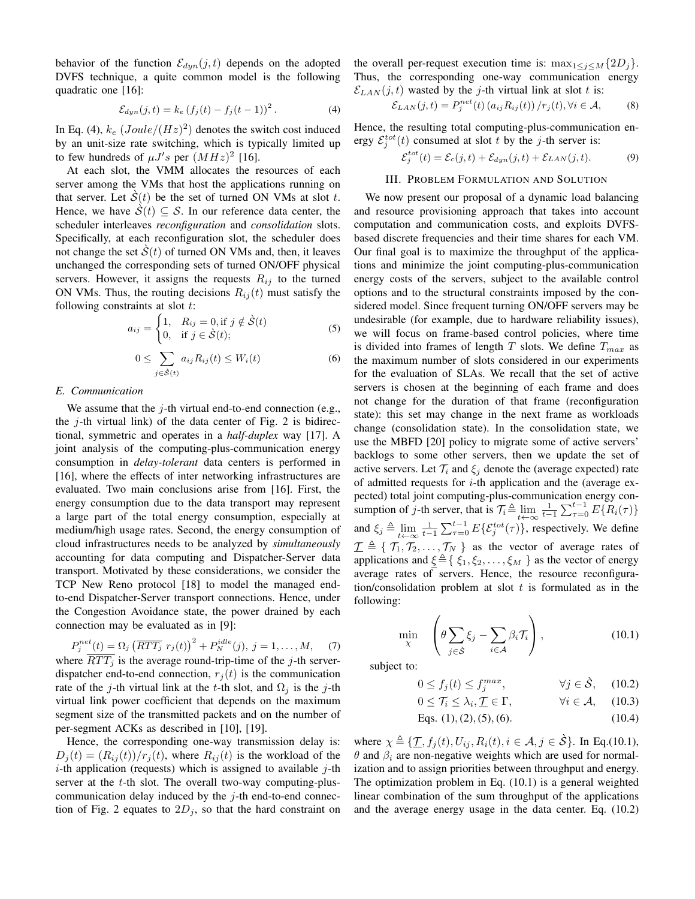behavior of the function $\mathcal{E}_{dyn}(j,t)$ depends on the adopted DVFS technique, a quite common model is the following quadratic one [16]:

$$\mathcal{E}_{dyn}(j,t) = k_e \left(f_j(t) - f_j(t-1)\right)^2. \tag{4}$$

In Eq. (4), $k_e$ $(Joule/(Hz)^2)$ denotes the switch cost induced by an unit-size rate switching, which is typically limited up to few hundreds of $\mu J's$ per $(MHz)^2$ [16].

At each slot, the VMM allocates the resources of each server among the VMs that host the applications running on that server. Let $\dot{\mathcal{S}}(t)$ be the set of turned ON VMs at slot $t$. Hence, we have $\dot{\mathcal{S}}(t) \subseteq \mathcal{S}$. In our reference data center, the scheduler interleaves *reconfiguration* and *consolidation* slots. Specifically, at each reconfiguration slot, the scheduler does not change the set $\dot{\mathcal{S}}(t)$ of turned ON VMs and, then, it leaves unchanged the corresponding sets of turned ON/OFF physical servers. However, it assigns the requests $R_{ij}$ to the turned ON VMs. Thus, the routing decisions $R_{ij}(t)$ must satisfy the following constraints at slot $t$:

$$a_{ij} = \begin{cases} 1, & R_{ij} = 0, \text{if } j \notin \dot{\mathcal{S}}(t) \\ 0, & \text{if } j \in \dot{\mathcal{S}}(t); \end{cases} \tag{5}$$

$$0 \leq \sum_{j \in \dot{\mathcal{S}}(t)} a_{ij} R_{ij}(t) \leq W_i(t) \tag{6}$$

### E. Communication

We assume that the $j$-th virtual end-to-end connection (e.g., the $j$-th virtual link) of the data center of Fig. 2 is bidirectional, symmetric and operates in a *half-duplex* way [17]. A joint analysis of the computing-plus-communication energy consumption in *delay-tolerant* data centers is performed in [16], where the effects of inter networking infrastructures are evaluated. Two main conclusions arise from [16]. First, the energy consumption due to the data transport may represent a large part of the total energy consumption, especially at medium/high usage rates. Second, the energy consumption of cloud infrastructures needs to be analyzed by *simultaneously* accounting for data computing and Dispatcher-Server data transport. Motivated by these considerations, we consider the TCP New Reno protocol [18] to model the managed end-to-end Dispatcher-Server transport connections. Hence, under the Congestion Avoidance state, the power drained by each connection may be evaluated as in [9]:

$$P_j^{net}(t) = \Omega_j \left(\overline{RTT_j}\, r_j(t)\right)^2 + P_N^{idle}(j),\; j = 1, \ldots, M, \tag{7}$$

where $\overline{RTT_j}$ is the average round-trip-time of the $j$-th server-dispatcher end-to-end connection, $r_j(t)$ is the communication rate of the $j$-th virtual link at the $t$-th slot, and $\Omega_j$ is the $j$-th virtual link power coefficient that depends on the maximum segment size of the transmitted packets and on the number of per-segment ACKs as described in [10], [19].

Hence, the corresponding one-way transmission delay is: $D_j(t) = (R_{ij}(t))/r_j(t)$, where $R_{ij}(t)$ is the workload of the $i$-th application (requests) which is assigned to available $j$-th server at the $t$-th slot. The overall two-way computing-plus-communication delay induced by the $j$-th end-to-end connection of Fig. 2 equates to $2D_j$, so that the hard constraint on the overall per-request execution time is: $\max_{1 \leq j \leq M}\{2D_j\}$. Thus, the corresponding one-way communication energy $\mathcal{E}_{LAN}(j,t)$ wasted by the $j$-th virtual link at slot $t$ is:

$$\mathcal{E}_{LAN}(j,t) = P_j^{net}(t) \left(a_{ij} R_{ij}(t)\right)/r_j(t), \forall i \in \mathcal{A}, \tag{8}$$

Hence, the resulting total computing-plus-communication energy $\mathcal{E}_j^{tot}(t)$ consumed at slot $t$ by the $j$-th server is:

$$\mathcal{E}_j^{tot}(t) = \mathcal{E}_c(j,t) + \mathcal{E}_{dyn}(j,t) + \mathcal{E}_{LAN}(j,t). \tag{9}$$

## III. Problem Formulation and Solution

We now present our proposal of a dynamic load balancing and resource provisioning approach that takes into account computation and communication costs, and exploits DVFS-based discrete frequencies and their time shares for each VM. Our final goal is to maximize the throughput of the applications and minimize the joint computing-plus-communication energy costs of the servers, subject to the available control options and to the structural constraints imposed by the considered model. Since frequent turning ON/OFF servers may be undesirable (for example, due to hardware reliability issues), we will focus on frame-based control policies, where time is divided into frames of length $T$ slots. We define $T_{max}$ as the maximum number of slots considered in our experiments for the evaluation of SLAs. We recall that the set of active servers is chosen at the beginning of each frame and does not change for the duration of that frame (reconfiguration state): this set may change in the next frame as workloads change (consolidation state). In the consolidation state, we use the MBFD [20] policy to migrate some of active servers' backlogs to some other servers, then we update the set of active servers. Let $\mathcal{T}_i$ and $\xi_j$ denote the (average expected) rate of admitted requests for $i$-th application and the (average expected) total joint computing-plus-communication energy consumption of $j$-th server, that is $\mathcal{T}_i \triangleq \lim_{t \leftarrow \infty} \frac{1}{t-1}\sum_{\tau=0}^{t-1} E\{R_i(\tau)\}$ and $\xi_j \triangleq \lim_{t \leftarrow \infty} \frac{1}{t-1}\sum_{\tau=0}^{t-1} E\{\mathcal{E}_j^{tot}(\tau)\}$, respectively. We define $\underline{\mathcal{T}} \triangleq \{\ \mathcal{T}_1, \mathcal{T}_2, \ldots, \mathcal{T}_N\ \}$ as the vector of average rates of applications and $\underline{\xi} \triangleq \{\ \xi_1, \xi_2, \ldots, \xi_M\ \}$ as the vector of energy average rates of servers. Hence, the resource reconfiguration/consolidation problem at slot $t$ is formulated as in the following:

$$\min_{\chi} \quad \left(\theta \sum_{j \in \dot{\mathcal{S}}} \xi_j - \sum_{i \in \mathcal{A}} \beta_i \mathcal{T}_i\right), \tag{10.1}$$

subject to:

$$0 \leq f_j(t) \leq f_j^{max}, \qquad \forall j \in \dot{\mathcal{S}}, \tag{10.2}$$

$$0 \leq \mathcal{T}_i \leq \lambda_i, \underline{\mathcal{T}} \in \Gamma, \qquad \forall i \in \mathcal{A}, \tag{10.3}$$

$$\text{Eqs. } (1), (2), (5), (6). \tag{10.4}$$

where $\chi \triangleq \{\underline{\mathcal{T}}, f_j(t), U_{ij}, R_i(t), i \in \mathcal{A}, j \in \dot{\mathcal{S}}\}$. In Eq.(10.1), $\theta$ and $\beta_i$ are non-negative weights which are used for normalization and to assign priorities between throughput and energy. The optimization problem in Eq. (10.1) is a general weighted linear combination of the sum throughput of the applications and the average energy usage in the data center. Eq. (10.2)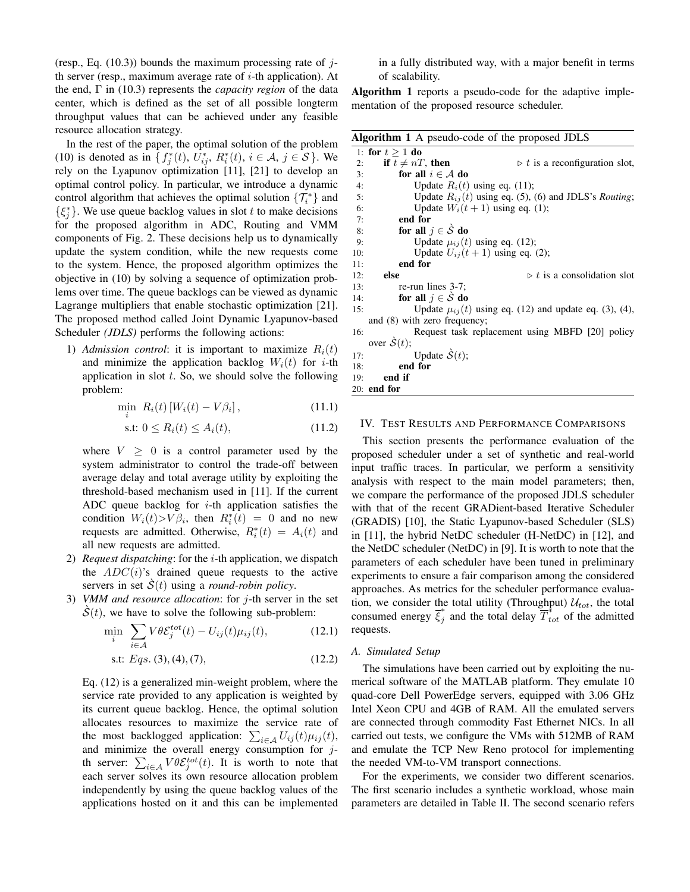(resp., Eq. (10.3)) bounds the maximum processing rate of $j$-th server (resp., maximum average rate of $i$-th application). At the end, $\Gamma$ in (10.3) represents the *capacity region* of the data center, which is defined as the set of all possible longterm throughput values that can be achieved under any feasible resource allocation strategy.

In the rest of the paper, the optimal solution of the problem (10) is denoted as in $\{f_j^*(t), U_{ij}^*, R_i^*(t), i \in \mathcal{A}, j \in \mathcal{S}\}$. We rely on the Lyapunov optimization [11], [21] to develop an optimal control policy. In particular, we introduce a dynamic control algorithm that achieves the optimal solution $\{\mathcal{T}_i^*\}$ and $\{\xi_j^*\}$. We use queue backlog values in slot $t$ to make decisions for the proposed algorithm in ADC, Routing and VMM components of Fig. 2. These decisions help us to dynamically update the system condition, while the new requests come to the system. Hence, the proposed algorithm optimizes the objective in (10) by solving a sequence of optimization problems over time. The queue backlogs can be viewed as dynamic Lagrange multipliers that enable stochastic optimization [21]. The proposed method called Joint Dynamic Lyapunov-based Scheduler *(JDLS)* performs the following actions:

1) *Admission control*: it is important to maximize $R_i(t)$ and minimize the application backlog $W_i(t)$ for $i$-th application in slot $t$. So, we should solve the following problem:

$$\min_{i} \; R_i(t)\left[W_i(t) - V\beta_i\right], \tag{11.1}$$

$$\text{s.t: } 0 \leq R_i(t) \leq A_i(t), \tag{11.2}$$

where $V \geq 0$ is a control parameter used by the system administrator to control the trade-off between average delay and total average utility by exploiting the threshold-based mechanism used in [11]. If the current ADC queue backlog for $i$-th application satisfies the condition $W_i(t) > V\beta_i$, then $R_i^*(t) = 0$ and no new requests are admitted. Otherwise, $R_i^*(t) = A_i(t)$ and all new requests are admitted.

2) *Request dispatching*: for the $i$-th application, we dispatch the $ADC(i)$'s drained queue requests to the active servers in set $\dot{\mathcal{S}}(t)$ using a *round-robin policy*.

3) *VMM and resource allocation*: for $j$-th server in the set $\dot{\mathcal{S}}(t)$, we have to solve the following sub-problem:

$$\min_{i} \; \sum_{i \in \mathcal{A}} V\theta \mathcal{E}_j^{tot}(t) - U_{ij}(t)\mu_{ij}(t), \tag{12.1}$$

$$\text{s.t: } Eqs. \, (3), (4), (7), \tag{12.2}$$

Eq. (12) is a generalized min-weight problem, where the service rate provided to any application is weighted by its current queue backlog. Hence, the optimal solution allocates resources to maximize the service rate of the most backlogged application: $\sum_{i \in \mathcal{A}} U_{ij}(t)\mu_{ij}(t)$, and minimize the overall energy consumption for $j$-th server: $\sum_{i \in \mathcal{A}} V\theta \mathcal{E}_j^{tot}(t)$. It is worth to note that each server solves its own resource allocation problem independently by using the queue backlog values of the applications hosted on it and this can be implemented in a fully distributed way, with a major benefit in terms of scalability.

**Algorithm 1** reports a pseudo-code for the adaptive implementation of the proposed resource scheduler.

**Algorithm 1** A pseudo-code of the proposed JDLS

```
1:  for t ≥ 1 do
2:      if t ≠ nT, then                        ▷ t is a reconfiguration slot,
3:          for all i ∈ A do
4:              Update R_i(t) using eq. (11);
5:              Update R_ij(t) using eq. (5), (6) and JDLS's Routing;
6:              Update W_i(t + 1) using eq. (1);
7:          end for
8:          for all j ∈ Ṡ do
9:              Update μ_ij(t) using eq. (12);
10:             Update U_ij(t + 1) using eq. (2);
11:         end for
12:     else                                   ▷ t is a consolidation slot
13:         re-run lines 3-7;
14:         for all j ∈ Ṡ do
15:             Update μ_ij(t) using eq. (12) and update eq. (3), (4),
    and (8) with zero frequency;
16:             Request task replacement using MBFD [20] policy
    over Ṡ(t);
17:             Update Ṡ(t);
18:         end for
19:     end if
20: end for
```

## IV. Test Results and Performance Comparisons

This section presents the performance evaluation of the proposed scheduler under a set of synthetic and real-world input traffic traces. In particular, we perform a sensitivity analysis with respect to the main model parameters; then, we compare the performance of the proposed JDLS scheduler with that of the recent GRADient-based Iterative Scheduler (GRADIS) [10], the Static Lyapunov-based Scheduler (SLS) in [11], the hybrid NetDC scheduler (H-NetDC) in [12], and the NetDC scheduler (NetDC) in [9]. It is worth to note that the parameters of each scheduler have been tuned in preliminary experiments to ensure a fair comparison among the considered approaches. As metrics for the scheduler performance evaluation, we consider the total utility (Throughput) $\mathcal{U}_{tot}$, the total consumed energy $\overline{\xi}_j^*$ and the total delay $\overline{T}_{tot}^*$ of the admitted requests.

### A. Simulated Setup

The simulations have been carried out by exploiting the numerical software of the MATLAB platform. They emulate 10 quad-core Dell PowerEdge servers, equipped with 3.06 GHz Intel Xeon CPU and 4GB of RAM. All the emulated servers are connected through commodity Fast Ethernet NICs. In all carried out tests, we configure the VMs with 512MB of RAM and emulate the TCP New Reno protocol for implementing the needed VM-to-VM transport connections.

For the experiments, we consider two different scenarios. The first scenario includes a synthetic workload, whose main parameters are detailed in Table II. The second scenario refers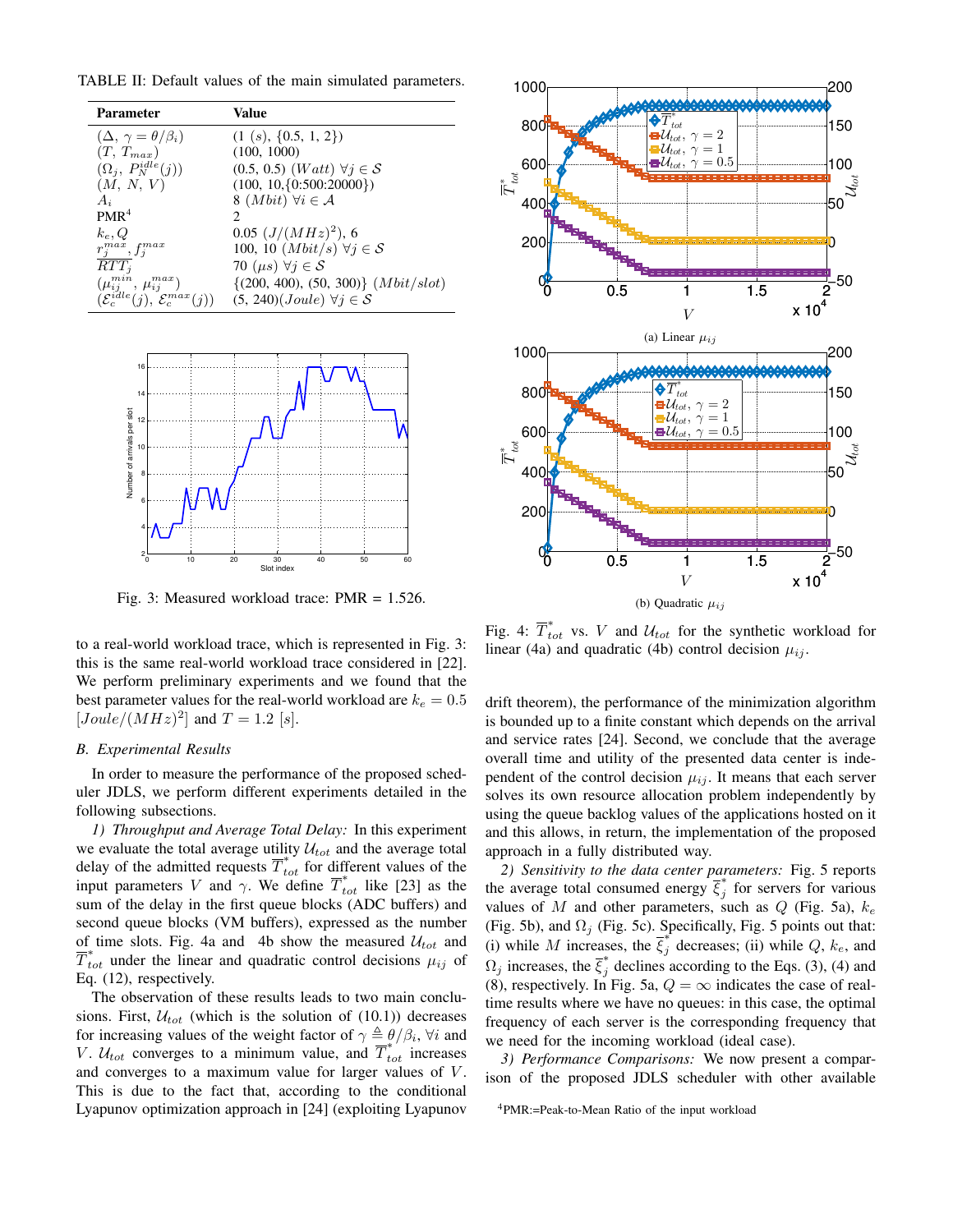TABLE II: Default values of the main simulated parameters.

| Parameter | Value |
|---|---|
| $(\Delta,\ \gamma = \theta/\beta_i)$ | $(1\ (s),\ \{0.5,\ 1,\ 2\})$ |
| $(T,\ T_{max})$ | $(100,\ 1000)$ |
| $(\Omega_j,\ P_N^{idle}(j))$ | $(0.5,\ 0.5)\ (Watt)\ \forall j \in \mathcal{S}$ |
| $(M,\ N,\ V)$ | $(100,\ 10, \{0{:}500{:}20000\})$ |
| $A_i$ | $8\ (Mbit)\ \forall i \in \mathcal{A}$ |
| PMR[4] | 2 |
| $k_e, Q$ | $0.05\ (J/(MHz)^2),\ 6$ |
| $r_j^{max},\ f_j^{max}$ | $100,\ 10\ (Mbit/s)\ \forall j \in \mathcal{S}$ |
| $\overline{RTT}_j$ | $70\ (\mu s)\ \forall j \in \mathcal{S}$ |
| $(\mu_{ij}^{min},\ \mu_{ij}^{max})$ | $\{(200,\ 400),\ (50,\ 300)\}\ (Mbit/slot)$ |
| $(\mathcal{E}_c^{idle}(j),\ \mathcal{E}_c^{max}(j))$ | $(5,\ 240)(Joule)\ \forall j \in \mathcal{S}$ |

Fig. 3: Measured workload trace: PMR = 1.526.

(a) Linear $\mu_{ij}$

(b) Quadratic $\mu_{ij}$

Fig. 4: $\overline{T}^*_{tot}$ vs. $V$ and $\mathcal{U}_{tot}$ for the synthetic workload for linear (4a) and quadratic (4b) control decision $\mu_{ij}$.

to a real-world workload trace, which is represented in Fig. 3: this is the same real-world workload trace considered in [22]. We perform preliminary experiments and we found that the best parameter values for the real-world workload are $k_e = 0.5$ $[Joule/(MHz)^2]$ and $T = 1.2$ $[s]$.

### B. Experimental Results

In order to measure the performance of the proposed scheduler JDLS, we perform different experiments detailed in the following subsections.

*1) Throughput and Average Total Delay:* In this experiment we evaluate the total average utility $\mathcal{U}_{tot}$ and the average total delay of the admitted requests $\overline{T}^*_{tot}$ for different values of the input parameters $V$ and $\gamma$. We define $\overline{T}^*_{tot}$ like [23] as the sum of the delay in the first queue blocks (ADC buffers) and second queue blocks (VM buffers), expressed as the number of time slots. Fig. 4a and 4b show the measured $\mathcal{U}_{tot}$ and $\overline{T}^*_{tot}$ under the linear and quadratic control decisions $\mu_{ij}$ of Eq. (12), respectively.

The observation of these results leads to two main conclusions. First, $\mathcal{U}_{tot}$ (which is the solution of (10.1)) decreases for increasing values of the weight factor of $\gamma \triangleq \theta/\beta_i$, $\forall i$ and $V$. $\mathcal{U}_{tot}$ converges to a minimum value, and $\overline{T}^*_{tot}$ increases and converges to a maximum value for larger values of $V$. This is due to the fact that, according to the conditional Lyapunov optimization approach in [24] (exploiting Lyapunov drift theorem), the performance of the minimization algorithm is bounded up to a finite constant which depends on the arrival and service rates [24]. Second, we conclude that the average overall time and utility of the presented data center is independent of the control decision $\mu_{ij}$. It means that each server solves its own resource allocation problem independently by using the queue backlog values of the applications hosted on it and this allows, in return, the implementation of the proposed approach in a fully distributed way.

*2) Sensitivity to the data center parameters:* Fig. 5 reports the average total consumed energy $\overline{\xi}^*_j$ for servers for various values of $M$ and other parameters, such as $Q$ (Fig. 5a), $k_e$ (Fig. 5b), and $\Omega_j$ (Fig. 5c). Specifically, Fig. 5 points out that: (i) while $M$ increases, the $\overline{\xi}^*_j$ decreases; (ii) while $Q$, $k_e$, and $\Omega_j$ increases, the $\overline{\xi}^*_j$ declines according to the Eqs. (3), (4) and (8), respectively. In Fig. 5a, $Q = \infty$ indicates the case of real-time results where we have no queues: in this case, the optimal frequency of each server is the corresponding frequency that we need for the incoming workload (ideal case).

*3) Performance Comparisons:* We now present a comparison of the proposed JDLS scheduler with other available

[4]PMR:=Peak-to-Mean Ratio of the input workload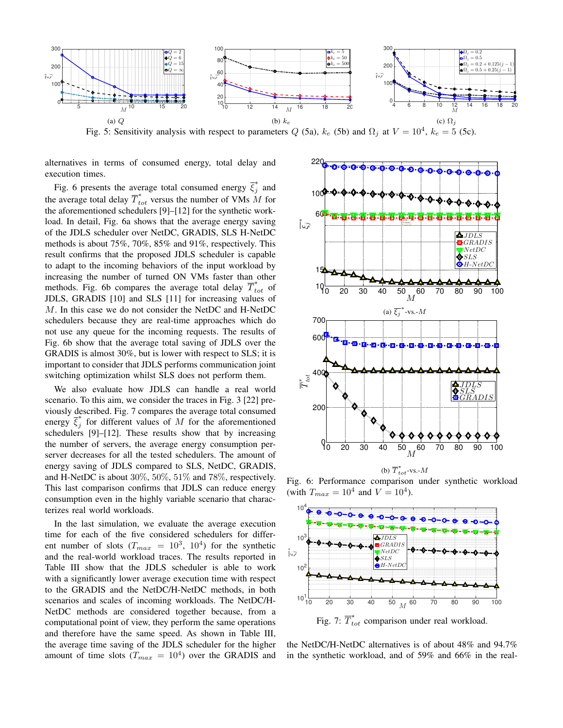(a) $Q$

(b) $k_e$

(c) $\Omega_j$

Fig. 5: Sensitivity analysis with respect to parameters $Q$ (5a), $k_e$ (5b) and $\Omega_j$ at $V = 10^4$, $k_e = 5$ (5c).

alternatives in terms of consumed energy, total delay and execution times.

Fig. 6 presents the average total consumed energy $\overline{\xi}_j^*$ and the average total delay $\overline{T}_{tot}^*$ versus the number of VMs $M$ for the aforementioned schedulers [9]–[12] for the synthetic workload. In detail, Fig. 6a shows that the average energy saving of the JDLS scheduler over NetDC, GRADIS, SLS H-NetDC methods is about 75%, 70%, 85% and 91%, respectively. This result confirms that the proposed JDLS scheduler is capable to adapt to the incoming behaviors of the input workload by increasing the number of turned ON VMs faster than other methods. Fig. 6b compares the average total delay $\overline{T}_{tot}^*$ of JDLS, GRADIS [10] and SLS [11] for increasing values of $M$. In this case we do not consider the NetDC and H-NetDC schedulers because they are real-time approaches which do not use any queue for the incoming requests. The results of Fig. 6b show that the average total saving of JDLS over the GRADIS is almost 30%, but is lower with respect to SLS; it is important to consider that JDLS performs communication joint switching optimization whilst SLS does not perform them.

We also evaluate how JDLS can handle a real world scenario. To this aim, we consider the traces in Fig. 3 [22] previously described. Fig. 7 compares the average total consumed energy $\overline{\xi}_j^*$ for different values of $M$ for the aforementioned schedulers [9]–[12]. These results show that by increasing the number of servers, the average energy consumption per-server decreases for all the tested schedulers. The amount of energy saving of JDLS compared to SLS, NetDC, GRADIS, and H-NetDC is about 30%, 50%, 51% and 78%, respectively. This last comparison confirms that JDLS can reduce energy consumption even in the highly variable scenario that characterizes real world workloads.

In the last simulation, we evaluate the average execution time for each of the five considered schedulers for different number of slots ($T_{max} = 10^3, 10^4$) for the synthetic and the real-world workload traces. The results reported in Table III show that the JDLS scheduler is able to work with a significantly lower average execution time with respect to the GRADIS and the NetDC/H-NetDC methods, in both scenarios and scales of incoming workloads. The NetDC/H-NetDC methods are considered together because, from a computational point of view, they perform the same operations and therefore have the same speed. As shown in Table III, the average time saving of the JDLS scheduler for the higher amount of time slots ($T_{max} = 10^4$) over the GRADIS and the NetDC/H-NetDC alternatives is of about 48% and 94.7% in the synthetic workload, and of 59% and 66% in the real-

(a) $\overline{\xi}_j^*$-vs.-$M$

(b) $\overline{T}_{tot}^*$-vs.-$M$

Fig. 6: Performance comparison under synthetic workload (with $T_{max} = 10^4$ and $V = 10^4$).

Fig. 7: $\overline{T}_{tot}^*$ comparison under real workload.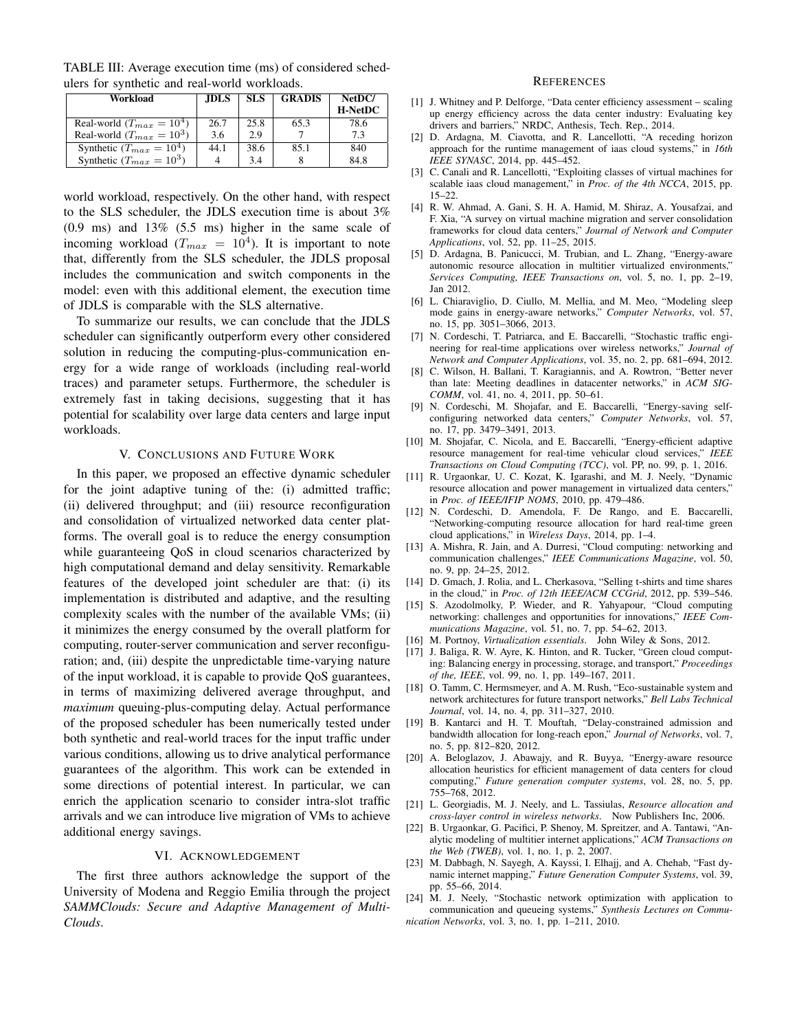TABLE III: Average execution time (ms) of considered schedulers for synthetic and real-world workloads.

| Workload | JDLS | SLS | GRADIS | NetDC/ H-NetDC |
|---|---|---|---|---|
| Real-world ($T_{max} = 10^4$) | 26.7 | 25.8 | 65.3 | 78.6 |
| Real-world ($T_{max} = 10^3$) | 3.6 | 2.9 | 7 | 7.3 |
| Synthetic ($T_{max} = 10^4$) | 44.1 | 38.6 | 85.1 | 840 |
| Synthetic ($T_{max} = 10^3$) | 4 | 3.4 | 8 | 84.8 |

world workload, respectively. On the other hand, with respect to the SLS scheduler, the JDLS execution time is about 3% (0.9 ms) and 13% (5.5 ms) higher in the same scale of incoming workload ($T_{max} = 10^4$). It is important to note that, differently from the SLS scheduler, the JDLS proposal includes the communication and switch components in the model: even with this additional element, the execution time of JDLS is comparable with the SLS alternative.

To summarize our results, we can conclude that the JDLS scheduler can significantly outperform every other considered solution in reducing the computing-plus-communication energy for a wide range of workloads (including real-world traces) and parameter setups. Furthermore, the scheduler is extremely fast in taking decisions, suggesting that it has potential for scalability over large data centers and large input workloads.

## V. Conclusions and Future Work

In this paper, we proposed an effective dynamic scheduler for the joint adaptive tuning of the: (i) admitted traffic; (ii) delivered throughput; and (iii) resource reconfiguration and consolidation of virtualized networked data center platforms. The overall goal is to reduce the energy consumption while guaranteeing QoS in cloud scenarios characterized by high computational demand and delay sensitivity. Remarkable features of the developed joint scheduler are that: (i) its implementation is distributed and adaptive, and the resulting complexity scales with the number of the available VMs; (ii) it minimizes the energy consumed by the overall platform for computing, router-server communication and server reconfiguration; and, (iii) despite the unpredictable time-varying nature of the input workload, it is capable to provide QoS guarantees, in terms of maximizing delivered average throughput, and *maximum* queuing-plus-computing delay. Actual performance of the proposed scheduler has been numerically tested under both synthetic and real-world traces for the input traffic under various conditions, allowing us to drive analytical performance guarantees of the algorithm. This work can be extended in some directions of potential interest. In particular, we can enrich the application scenario to consider intra-slot traffic arrivals and we can introduce live migration of VMs to achieve additional energy savings.

## VI. Acknowledgement

The first three authors acknowledge the support of the University of Modena and Reggio Emilia through the project *SAMMClouds: Secure and Adaptive Management of Multi-Clouds*.

## References

[1] J. Whitney and P. Delforge, "Data center efficiency assessment – scaling up energy efficiency across the data center industry: Evaluating key drivers and barriers," NRDC, Anthesis, Tech. Rep., 2014.

[2] D. Ardagna, M. Ciavotta, and R. Lancellotti, "A receding horizon approach for the runtime management of iaas cloud systems," in *16th IEEE SYNASC*, 2014, pp. 445–452.

[3] C. Canali and R. Lancellotti, "Exploiting classes of virtual machines for scalable iaas cloud management," in *Proc. of the 4th NCCA*, 2015, pp. 15–22.

[4] R. W. Ahmad, A. Gani, S. H. A. Hamid, M. Shiraz, A. Yousafzai, and F. Xia, "A survey on virtual machine migration and server consolidation frameworks for cloud data centers," *Journal of Network and Computer Applications*, vol. 52, pp. 11–25, 2015.

[5] D. Ardagna, B. Panicucci, M. Trubian, and L. Zhang, "Energy-aware autonomic resource allocation in multitier virtualized environments," *Services Computing, IEEE Transactions on*, vol. 5, no. 1, pp. 2–19, Jan 2012.

[6] L. Chiaraviglio, D. Ciullo, M. Mellia, and M. Meo, "Modeling sleep mode gains in energy-aware networks," *Computer Networks*, vol. 57, no. 15, pp. 3051–3066, 2013.

[7] N. Cordeschi, T. Patriarca, and E. Baccarelli, "Stochastic traffic engineering for real-time applications over wireless networks," *Journal of Network and Computer Applications*, vol. 35, no. 2, pp. 681–694, 2012.

[8] C. Wilson, H. Ballani, T. Karagiannis, and A. Rowtron, "Better never than late: Meeting deadlines in datacenter networks," in *ACM SIGCOMM*, vol. 41, no. 4, 2011, pp. 50–61.

[9] N. Cordeschi, M. Shojafar, and E. Baccarelli, "Energy-saving self-configuring networked data centers," *Computer Networks*, vol. 57, no. 17, pp. 3479–3491, 2013.

[10] M. Shojafar, C. Nicola, and E. Baccarelli, "Energy-efficient adaptive resource management for real-time vehicular cloud services," *IEEE Transactions on Cloud Computing (TCC)*, vol. PP, no. 99, p. 1, 2016.

[11] R. Urgaonkar, U. C. Kozat, K. Igarashi, and M. J. Neely, "Dynamic resource allocation and power management in virtualized data centers," in *Proc. of IEEE/IFIP NOMS*, 2010, pp. 479–486.

[12] N. Cordeschi, D. Amendola, F. De Rango, and E. Baccarelli, "Networking-computing resource allocation for hard real-time green cloud applications," in *Wireless Days*, 2014, pp. 1–4.

[13] A. Mishra, R. Jain, and A. Durresi, "Cloud computing: networking and communication challenges," *IEEE Communications Magazine*, vol. 50, no. 9, pp. 24–25, 2012.

[14] D. Gmach, J. Rolia, and L. Cherkasova, "Selling t-shirts and time shares in the cloud," in *Proc. of 12th IEEE/ACM CCGrid*, 2012, pp. 539–546.

[15] S. Azodolmolky, P. Wieder, and R. Yahyapour, "Cloud computing networking: challenges and opportunities for innovations," *IEEE Communications Magazine*, vol. 51, no. 7, pp. 54–62, 2013.

[16] M. Portnoy, *Virtualization essentials*. John Wiley & Sons, 2012.

[17] J. Baliga, R. W. Ayre, K. Hinton, and R. Tucker, "Green cloud computing: Balancing energy in processing, storage, and transport," *Proceedings of the, IEEE*, vol. 99, no. 1, pp. 149–167, 2011.

[18] O. Tamm, C. Hermsmeyer, and A. M. Rush, "Eco-sustainable system and network architectures for future transport networks," *Bell Labs Technical Journal*, vol. 14, no. 4, pp. 311–327, 2010.

[19] B. Kantarci and H. T. Mouftah, "Delay-constrained admission and bandwidth allocation for long-reach epon," *Journal of Networks*, vol. 7, no. 5, pp. 812–820, 2012.

[20] A. Beloglazov, J. Abawajy, and R. Buyya, "Energy-aware resource allocation heuristics for efficient management of data centers for cloud computing," *Future generation computer systems*, vol. 28, no. 5, pp. 755–768, 2012.

[21] L. Georgiadis, M. J. Neely, and L. Tassiulas, *Resource allocation and cross-layer control in wireless networks*. Now Publishers Inc, 2006.

[22] B. Urgaonkar, G. Pacifici, P. Shenoy, M. Spreitzer, and A. Tantawi, "Analytic modeling of multitier internet applications," *ACM Transactions on the Web (TWEB)*, vol. 1, no. 1, p. 2, 2007.

[23] M. Dabbagh, N. Sayegh, A. Kayssi, I. Elhajj, and A. Chehab, "Fast dynamic internet mapping," *Future Generation Computer Systems*, vol. 39, pp. 55–66, 2014.

[24] M. J. Neely, "Stochastic network optimization with application to communication and queueing systems," *Synthesis Lectures on Communication Networks*, vol. 3, no. 1, pp. 1–211, 2010.